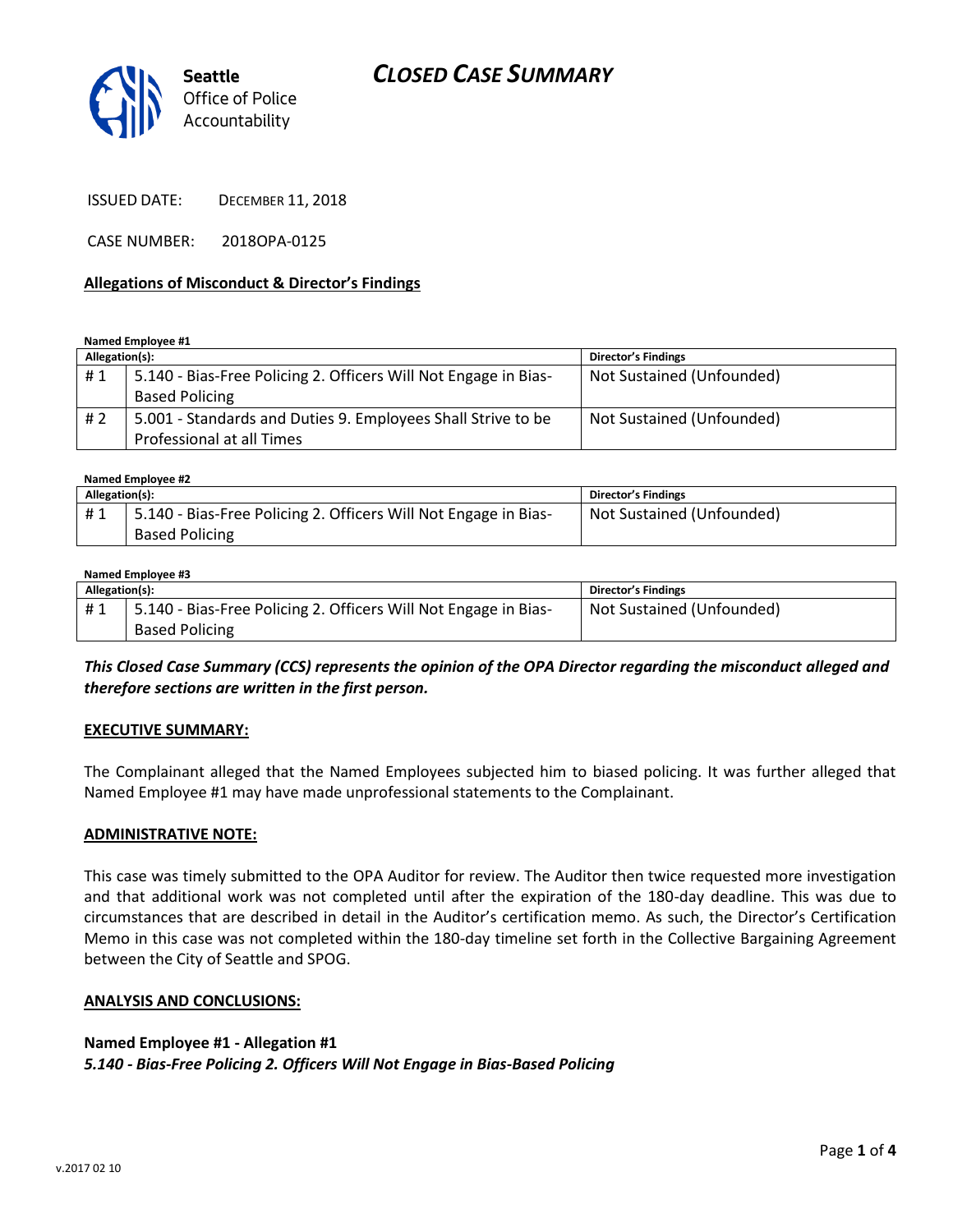Seattle Office of Police Accountability

# CLOSED CASE SUMMARY

ISSUED DATE: DECEMBER 11, 2018

CASE NUMBER: 2018OPA-0125

## Allegations of Misconduct & Director's Findings

**Named Employee #1**

| Allegation(s): | | Director's Findings |
|---|---|---|
| # 1 | 5.140 - Bias-Free Policing 2. Officers Will Not Engage in Bias-Based Policing | Not Sustained (Unfounded) |
| # 2 | 5.001 - Standards and Duties 9. Employees Shall Strive to be Professional at all Times | Not Sustained (Unfounded) |

**Named Employee #2**

| Allegation(s): | | Director's Findings |
|---|---|---|
| # 1 | 5.140 - Bias-Free Policing 2. Officers Will Not Engage in Bias-Based Policing | Not Sustained (Unfounded) |

**Named Employee #3**

| Allegation(s): | | Director's Findings |
|---|---|---|
| # 1 | 5.140 - Bias-Free Policing 2. Officers Will Not Engage in Bias-Based Policing | Not Sustained (Unfounded) |

***This Closed Case Summary (CCS) represents the opinion of the OPA Director regarding the misconduct alleged and therefore sections are written in the first person.***

## EXECUTIVE SUMMARY:

The Complainant alleged that the Named Employees subjected him to biased policing. It was further alleged that Named Employee #1 may have made unprofessional statements to the Complainant.

## ADMINISTRATIVE NOTE:

This case was timely submitted to the OPA Auditor for review. The Auditor then twice requested more investigation and that additional work was not completed until after the expiration of the 180-day deadline. This was due to circumstances that are described in detail in the Auditor's certification memo. As such, the Director's Certification Memo in this case was not completed within the 180-day timeline set forth in the Collective Bargaining Agreement between the City of Seattle and SPOG.

## ANALYSIS AND CONCLUSIONS:

**Named Employee #1 - Allegation #1**
***5.140 - Bias-Free Policing 2. Officers Will Not Engage in Bias-Based Policing***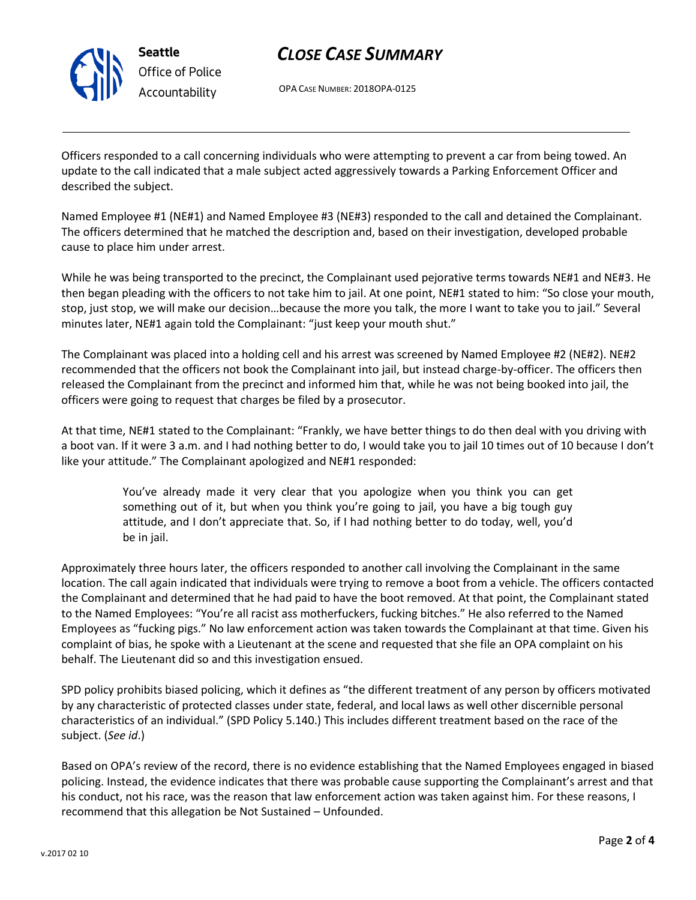Officers responded to a call concerning individuals who were attempting to prevent a car from being towed. An update to the call indicated that a male subject acted aggressively towards a Parking Enforcement Officer and described the subject.

Named Employee #1 (NE#1) and Named Employee #3 (NE#3) responded to the call and detained the Complainant. The officers determined that he matched the description and, based on their investigation, developed probable cause to place him under arrest.

While he was being transported to the precinct, the Complainant used pejorative terms towards NE#1 and NE#3. He then began pleading with the officers to not take him to jail. At one point, NE#1 stated to him: "So close your mouth, stop, just stop, we will make our decision…because the more you talk, the more I want to take you to jail." Several minutes later, NE#1 again told the Complainant: "just keep your mouth shut."

The Complainant was placed into a holding cell and his arrest was screened by Named Employee #2 (NE#2). NE#2 recommended that the officers not book the Complainant into jail, but instead charge-by-officer. The officers then released the Complainant from the precinct and informed him that, while he was not being booked into jail, the officers were going to request that charges be filed by a prosecutor.

At that time, NE#1 stated to the Complainant: "Frankly, we have better things to do then deal with you driving with a boot van. If it were 3 a.m. and I had nothing better to do, I would take you to jail 10 times out of 10 because I don't like your attitude." The Complainant apologized and NE#1 responded:

> You've already made it very clear that you apologize when you think you can get something out of it, but when you think you're going to jail, you have a big tough guy attitude, and I don't appreciate that. So, if I had nothing better to do today, well, you'd be in jail.

Approximately three hours later, the officers responded to another call involving the Complainant in the same location. The call again indicated that individuals were trying to remove a boot from a vehicle. The officers contacted the Complainant and determined that he had paid to have the boot removed. At that point, the Complainant stated to the Named Employees: "You're all racist ass motherfuckers, fucking bitches." He also referred to the Named Employees as "fucking pigs." No law enforcement action was taken towards the Complainant at that time. Given his complaint of bias, he spoke with a Lieutenant at the scene and requested that she file an OPA complaint on his behalf. The Lieutenant did so and this investigation ensued.

SPD policy prohibits biased policing, which it defines as "the different treatment of any person by officers motivated by any characteristic of protected classes under state, federal, and local laws as well other discernible personal characteristics of an individual." (SPD Policy 5.140.) This includes different treatment based on the race of the subject. (*See id*.)

Based on OPA's review of the record, there is no evidence establishing that the Named Employees engaged in biased policing. Instead, the evidence indicates that there was probable cause supporting the Complainant's arrest and that his conduct, not his race, was the reason that law enforcement action was taken against him. For these reasons, I recommend that this allegation be Not Sustained – Unfounded.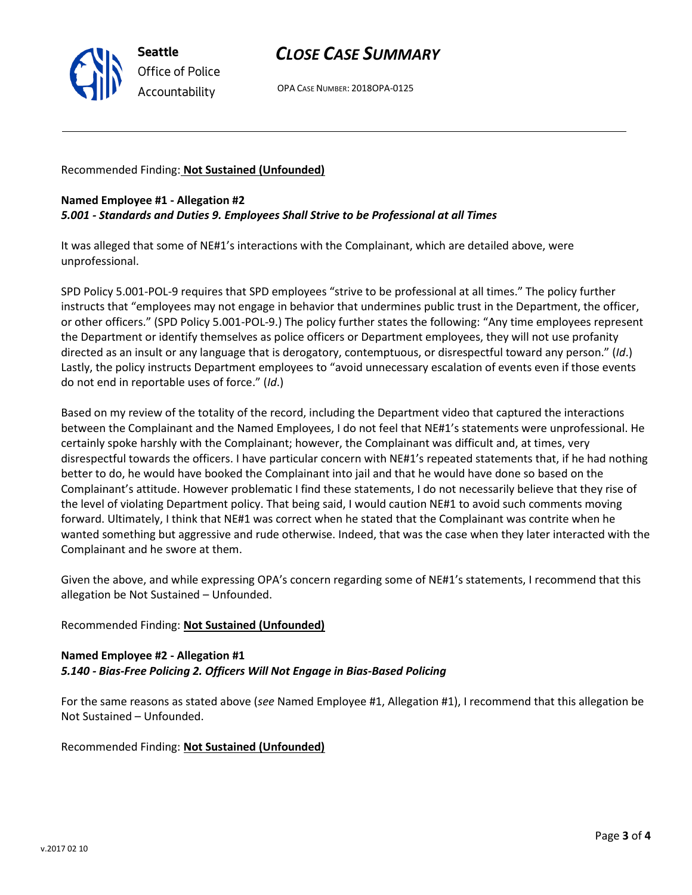Recommended Finding: **Not Sustained (Unfounded)**

**Named Employee #1 - Allegation #2**
***5.001 - Standards and Duties 9. Employees Shall Strive to be Professional at all Times***

It was alleged that some of NE#1's interactions with the Complainant, which are detailed above, were unprofessional.

SPD Policy 5.001-POL-9 requires that SPD employees "strive to be professional at all times." The policy further instructs that "employees may not engage in behavior that undermines public trust in the Department, the officer, or other officers." (SPD Policy 5.001-POL-9.) The policy further states the following: "Any time employees represent the Department or identify themselves as police officers or Department employees, they will not use profanity directed as an insult or any language that is derogatory, contemptuous, or disrespectful toward any person." (*Id*.) Lastly, the policy instructs Department employees to "avoid unnecessary escalation of events even if those events do not end in reportable uses of force." (*Id*.)

Based on my review of the totality of the record, including the Department video that captured the interactions between the Complainant and the Named Employees, I do not feel that NE#1's statements were unprofessional. He certainly spoke harshly with the Complainant; however, the Complainant was difficult and, at times, very disrespectful towards the officers. I have particular concern with NE#1's repeated statements that, if he had nothing better to do, he would have booked the Complainant into jail and that he would have done so based on the Complainant's attitude. However problematic I find these statements, I do not necessarily believe that they rise of the level of violating Department policy. That being said, I would caution NE#1 to avoid such comments moving forward. Ultimately, I think that NE#1 was correct when he stated that the Complainant was contrite when he wanted something but aggressive and rude otherwise. Indeed, that was the case when they later interacted with the Complainant and he swore at them.

Given the above, and while expressing OPA's concern regarding some of NE#1's statements, I recommend that this allegation be Not Sustained – Unfounded.

Recommended Finding: **Not Sustained (Unfounded)**

**Named Employee #2 - Allegation #1**
***5.140 - Bias-Free Policing 2. Officers Will Not Engage in Bias-Based Policing***

For the same reasons as stated above (*see* Named Employee #1, Allegation #1), I recommend that this allegation be Not Sustained – Unfounded.

Recommended Finding: **Not Sustained (Unfounded)**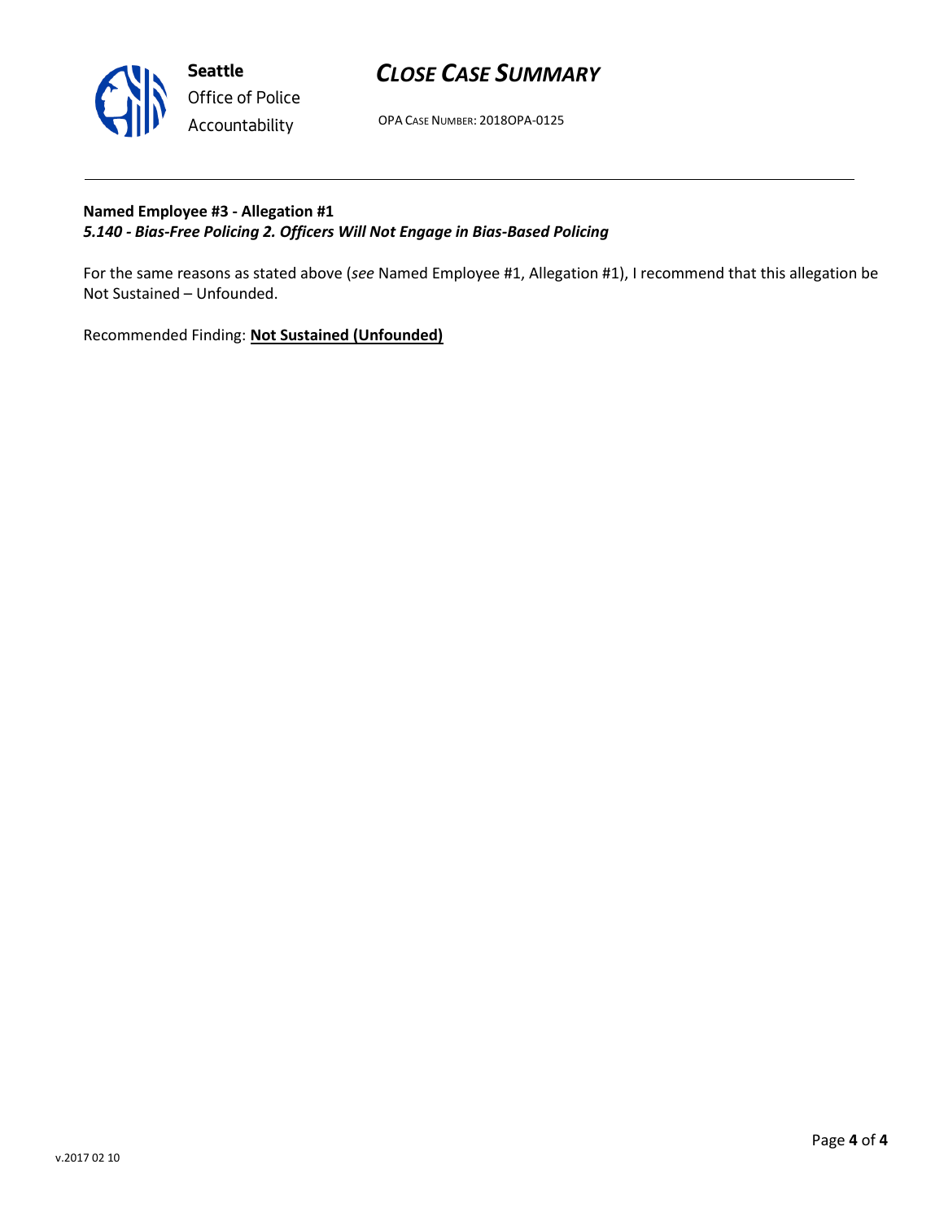**Named Employee #3 - Allegation #1**
***5.140 - Bias-Free Policing 2. Officers Will Not Engage in Bias-Based Policing***

For the same reasons as stated above (*see* Named Employee #1, Allegation #1), I recommend that this allegation be Not Sustained – Unfounded.

Recommended Finding: **Not Sustained (Unfounded)**